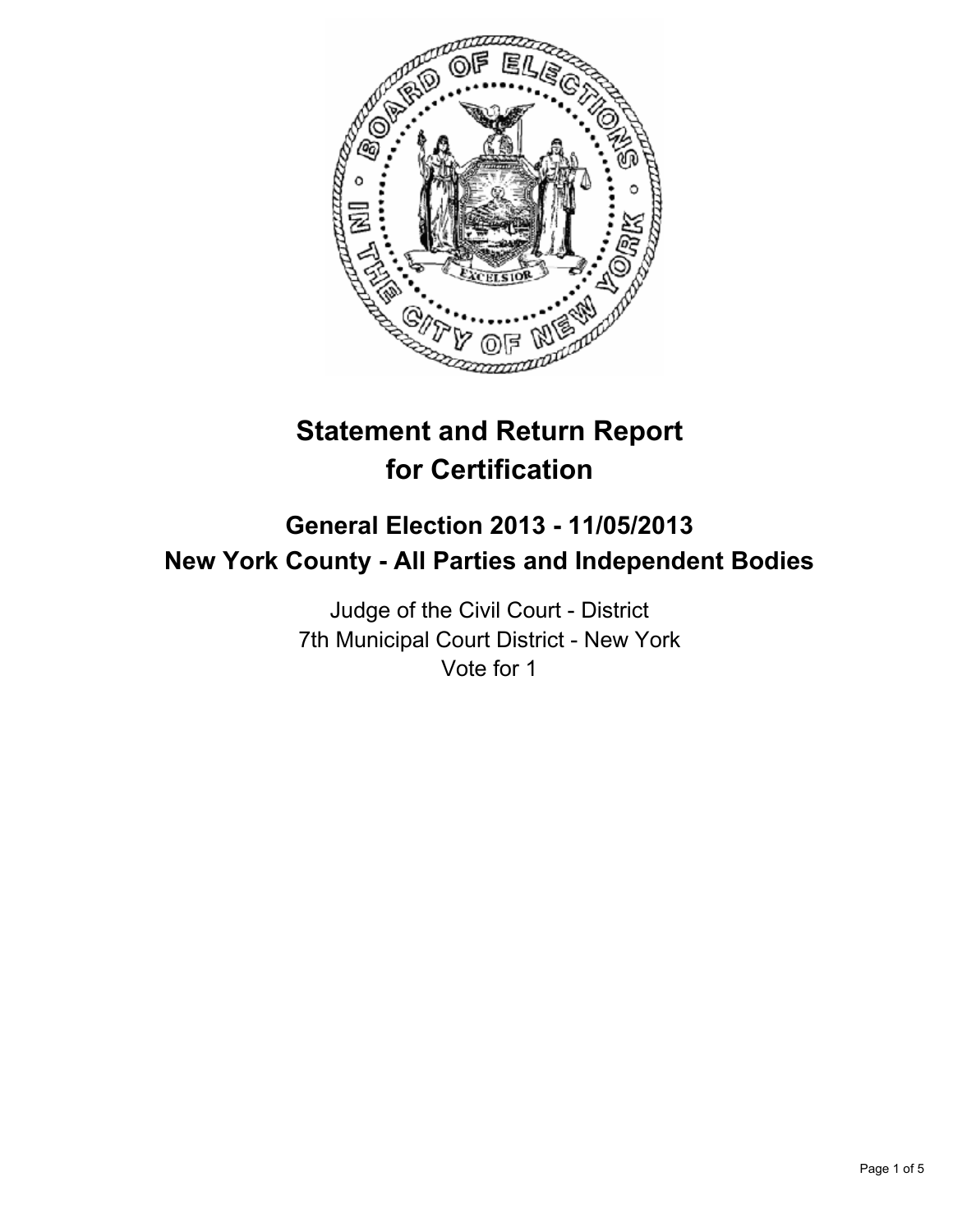# Statement and Return Report for Certification

## General Election 2013 - 11/05/2013
## New York County - All Parties and Independent Bodies

Judge of the Civil Court - District
7th Municipal Court District - New York
Vote for 1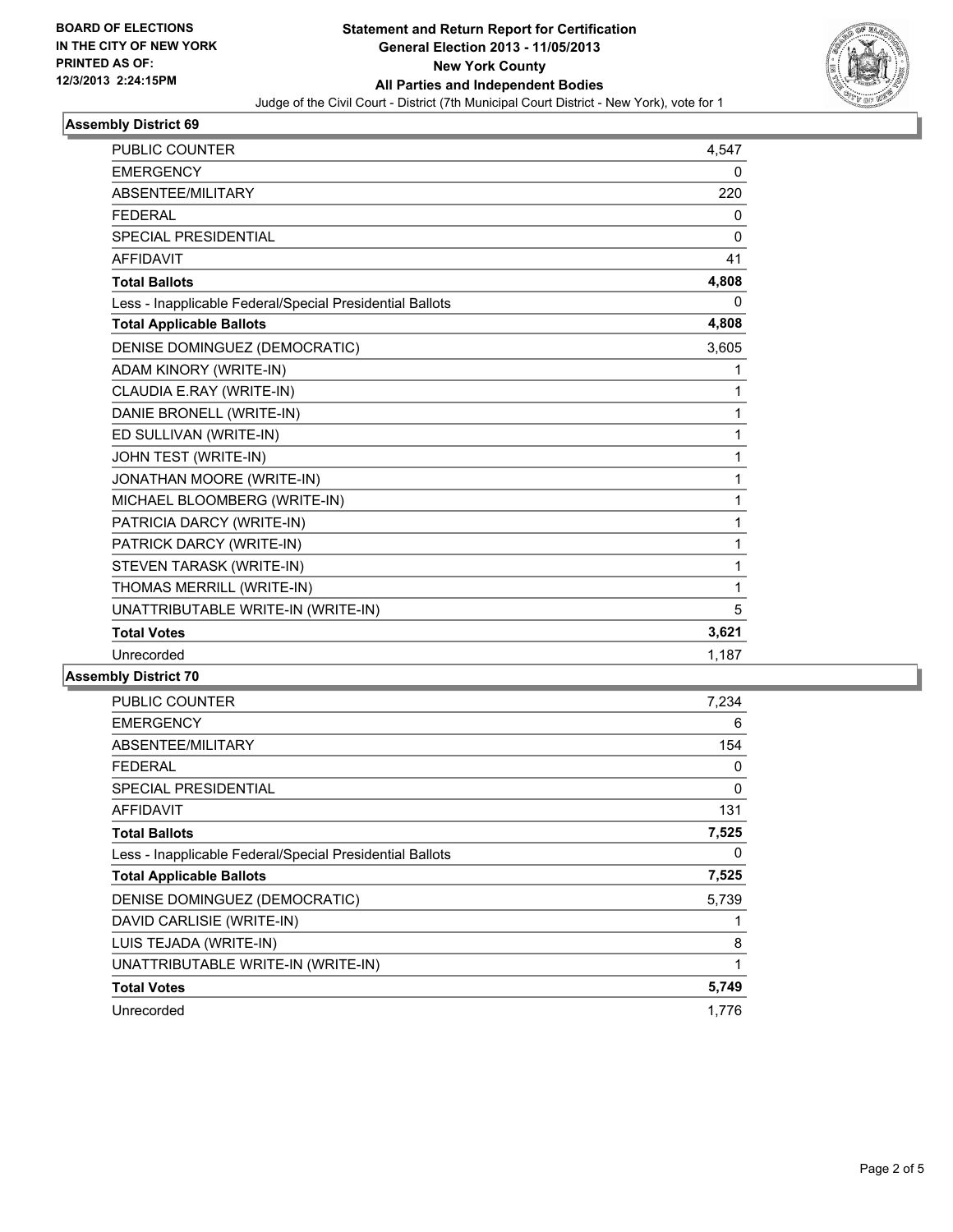**BOARD OF ELECTIONS IN THE CITY OF NEW YORK PRINTED AS OF: 12/3/2013 2:24:15PM**

# Statement and Return Report for Certification
## General Election 2013 - 11/05/2013
## New York County
## All Parties and Independent Bodies

Judge of the Civil Court - District (7th Municipal Court District - New York), vote for 1

### Assembly District 69

| | |
|---|---|
| PUBLIC COUNTER | 4,547 |
| EMERGENCY | 0 |
| ABSENTEE/MILITARY | 220 |
| FEDERAL | 0 |
| SPECIAL PRESIDENTIAL | 0 |
| AFFIDAVIT | 41 |
| **Total Ballots** | **4,808** |
| Less - Inapplicable Federal/Special Presidential Ballots | 0 |
| **Total Applicable Ballots** | **4,808** |
| DENISE DOMINGUEZ (DEMOCRATIC) | 3,605 |
| ADAM KINORY (WRITE-IN) | 1 |
| CLAUDIA E.RAY (WRITE-IN) | 1 |
| DANIE BRONELL (WRITE-IN) | 1 |
| ED SULLIVAN (WRITE-IN) | 1 |
| JOHN TEST (WRITE-IN) | 1 |
| JONATHAN MOORE (WRITE-IN) | 1 |
| MICHAEL BLOOMBERG (WRITE-IN) | 1 |
| PATRICIA DARCY (WRITE-IN) | 1 |
| PATRICK DARCY (WRITE-IN) | 1 |
| STEVEN TARASK (WRITE-IN) | 1 |
| THOMAS MERRILL (WRITE-IN) | 1 |
| UNATTRIBUTABLE WRITE-IN (WRITE-IN) | 5 |
| **Total Votes** | **3,621** |
| Unrecorded | 1,187 |

### Assembly District 70

| | |
|---|---|
| PUBLIC COUNTER | 7,234 |
| EMERGENCY | 6 |
| ABSENTEE/MILITARY | 154 |
| FEDERAL | 0 |
| SPECIAL PRESIDENTIAL | 0 |
| AFFIDAVIT | 131 |
| **Total Ballots** | **7,525** |
| Less - Inapplicable Federal/Special Presidential Ballots | 0 |
| **Total Applicable Ballots** | **7,525** |
| DENISE DOMINGUEZ (DEMOCRATIC) | 5,739 |
| DAVID CARLISIE (WRITE-IN) | 1 |
| LUIS TEJADA (WRITE-IN) | 8 |
| UNATTRIBUTABLE WRITE-IN (WRITE-IN) | 1 |
| **Total Votes** | **5,749** |
| Unrecorded | 1,776 |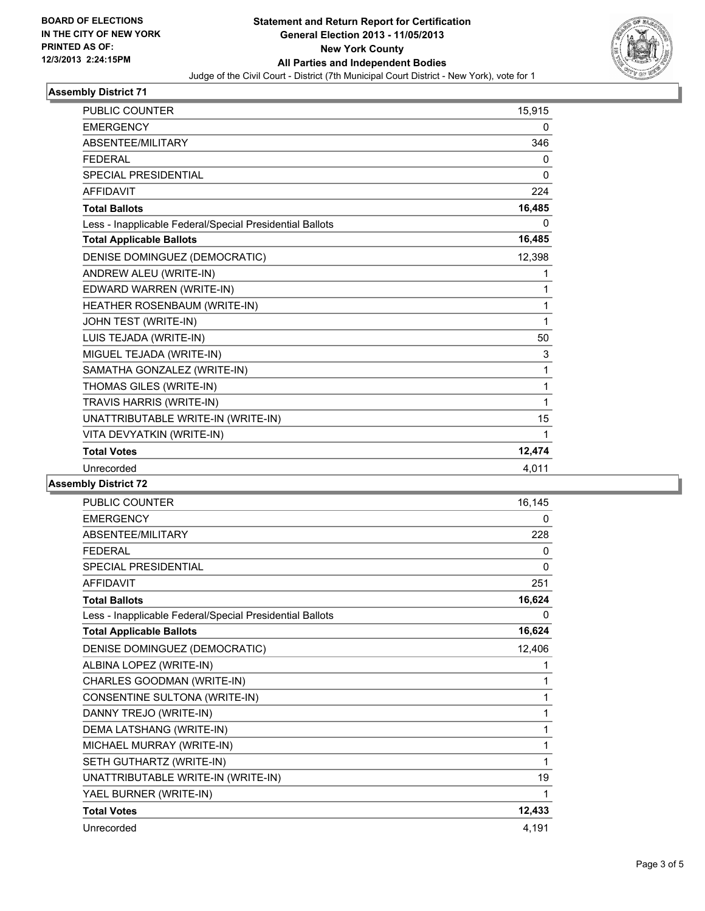**BOARD OF ELECTIONS IN THE CITY OF NEW YORK PRINTED AS OF: 12/3/2013 2:24:15PM**

# Statement and Return Report for Certification
## General Election 2013 - 11/05/2013
## New York County
## All Parties and Independent Bodies

Judge of the Civil Court - District (7th Municipal Court District - New York), vote for 1

### Assembly District 71

| | |
|---|---|
| PUBLIC COUNTER | 15,915 |
| EMERGENCY | 0 |
| ABSENTEE/MILITARY | 346 |
| FEDERAL | 0 |
| SPECIAL PRESIDENTIAL | 0 |
| AFFIDAVIT | 224 |
| **Total Ballots** | **16,485** |
| Less - Inapplicable Federal/Special Presidential Ballots | 0 |
| **Total Applicable Ballots** | **16,485** |
| DENISE DOMINGUEZ (DEMOCRATIC) | 12,398 |
| ANDREW ALEU (WRITE-IN) | 1 |
| EDWARD WARREN (WRITE-IN) | 1 |
| HEATHER ROSENBAUM (WRITE-IN) | 1 |
| JOHN TEST (WRITE-IN) | 1 |
| LUIS TEJADA (WRITE-IN) | 50 |
| MIGUEL TEJADA (WRITE-IN) | 3 |
| SAMATHA GONZALEZ (WRITE-IN) | 1 |
| THOMAS GILES (WRITE-IN) | 1 |
| TRAVIS HARRIS (WRITE-IN) | 1 |
| UNATTRIBUTABLE WRITE-IN (WRITE-IN) | 15 |
| VITA DEVYATKIN (WRITE-IN) | 1 |
| **Total Votes** | **12,474** |
| Unrecorded | 4,011 |

### Assembly District 72

| | |
|---|---|
| PUBLIC COUNTER | 16,145 |
| EMERGENCY | 0 |
| ABSENTEE/MILITARY | 228 |
| FEDERAL | 0 |
| SPECIAL PRESIDENTIAL | 0 |
| AFFIDAVIT | 251 |
| **Total Ballots** | **16,624** |
| Less - Inapplicable Federal/Special Presidential Ballots | 0 |
| **Total Applicable Ballots** | **16,624** |
| DENISE DOMINGUEZ (DEMOCRATIC) | 12,406 |
| ALBINA LOPEZ (WRITE-IN) | 1 |
| CHARLES GOODMAN (WRITE-IN) | 1 |
| CONSENTINE SULTONA (WRITE-IN) | 1 |
| DANNY TREJO (WRITE-IN) | 1 |
| DEMA LATSHANG (WRITE-IN) | 1 |
| MICHAEL MURRAY (WRITE-IN) | 1 |
| SETH GUTHARTZ (WRITE-IN) | 1 |
| UNATTRIBUTABLE WRITE-IN (WRITE-IN) | 19 |
| YAEL BURNER (WRITE-IN) | 1 |
| **Total Votes** | **12,433** |
| Unrecorded | 4,191 |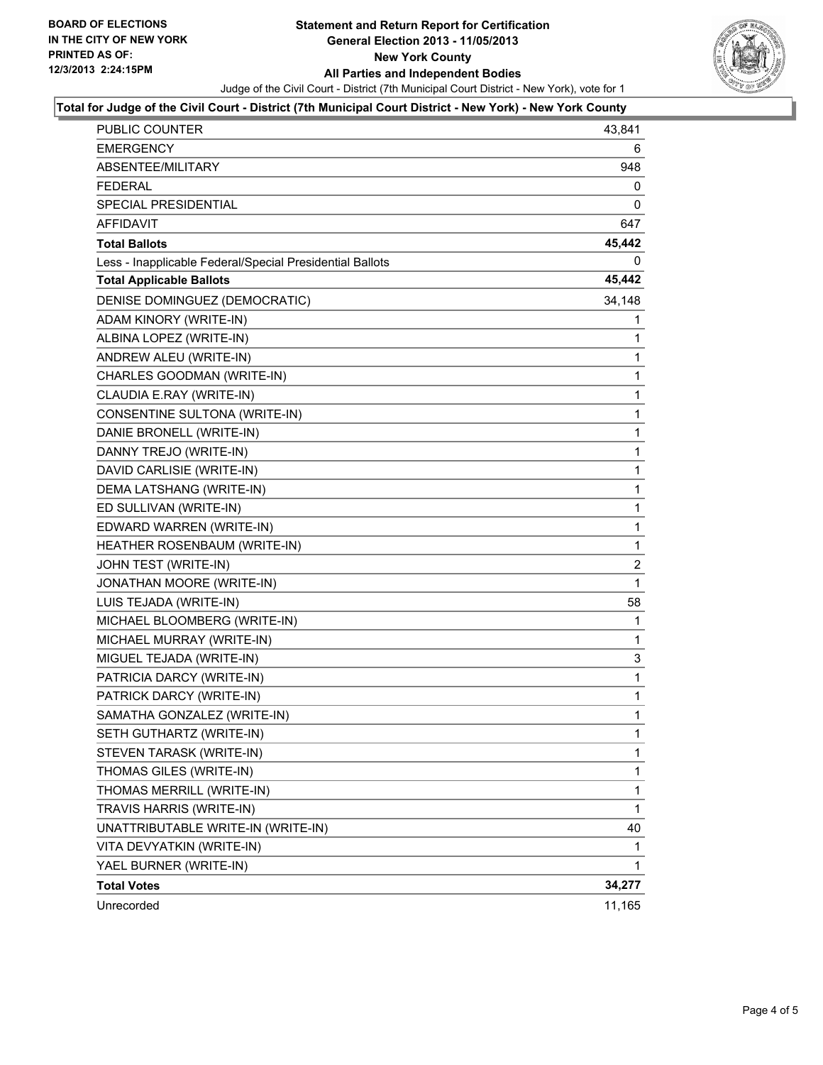**BOARD OF ELECTIONS IN THE CITY OF NEW YORK PRINTED AS OF: 12/3/2013 2:24:15PM**

# Statement and Return Report for Certification
## General Election 2013 - 11/05/2013
## New York County
## All Parties and Independent Bodies

Judge of the Civil Court - District (7th Municipal Court District - New York), vote for 1

### Total for Judge of the Civil Court - District (7th Municipal Court District - New York) - New York County

| | |
|---|---|
| PUBLIC COUNTER | 43,841 |
| EMERGENCY | 6 |
| ABSENTEE/MILITARY | 948 |
| FEDERAL | 0 |
| SPECIAL PRESIDENTIAL | 0 |
| AFFIDAVIT | 647 |
| **Total Ballots** | **45,442** |
| Less - Inapplicable Federal/Special Presidential Ballots | 0 |
| **Total Applicable Ballots** | **45,442** |
| DENISE DOMINGUEZ (DEMOCRATIC) | 34,148 |
| ADAM KINORY (WRITE-IN) | 1 |
| ALBINA LOPEZ (WRITE-IN) | 1 |
| ANDREW ALEU (WRITE-IN) | 1 |
| CHARLES GOODMAN (WRITE-IN) | 1 |
| CLAUDIA E.RAY (WRITE-IN) | 1 |
| CONSENTINE SULTONA (WRITE-IN) | 1 |
| DANIE BRONELL (WRITE-IN) | 1 |
| DANNY TREJO (WRITE-IN) | 1 |
| DAVID CARLISIE (WRITE-IN) | 1 |
| DEMA LATSHANG (WRITE-IN) | 1 |
| ED SULLIVAN (WRITE-IN) | 1 |
| EDWARD WARREN (WRITE-IN) | 1 |
| HEATHER ROSENBAUM (WRITE-IN) | 1 |
| JOHN TEST (WRITE-IN) | 2 |
| JONATHAN MOORE (WRITE-IN) | 1 |
| LUIS TEJADA (WRITE-IN) | 58 |
| MICHAEL BLOOMBERG (WRITE-IN) | 1 |
| MICHAEL MURRAY (WRITE-IN) | 1 |
| MIGUEL TEJADA (WRITE-IN) | 3 |
| PATRICIA DARCY (WRITE-IN) | 1 |
| PATRICK DARCY (WRITE-IN) | 1 |
| SAMATHA GONZALEZ (WRITE-IN) | 1 |
| SETH GUTHARTZ (WRITE-IN) | 1 |
| STEVEN TARASK (WRITE-IN) | 1 |
| THOMAS GILES (WRITE-IN) | 1 |
| THOMAS MERRILL (WRITE-IN) | 1 |
| TRAVIS HARRIS (WRITE-IN) | 1 |
| UNATTRIBUTABLE WRITE-IN (WRITE-IN) | 40 |
| VITA DEVYATKIN (WRITE-IN) | 1 |
| YAEL BURNER (WRITE-IN) | 1 |
| **Total Votes** | **34,277** |
| Unrecorded | 11,165 |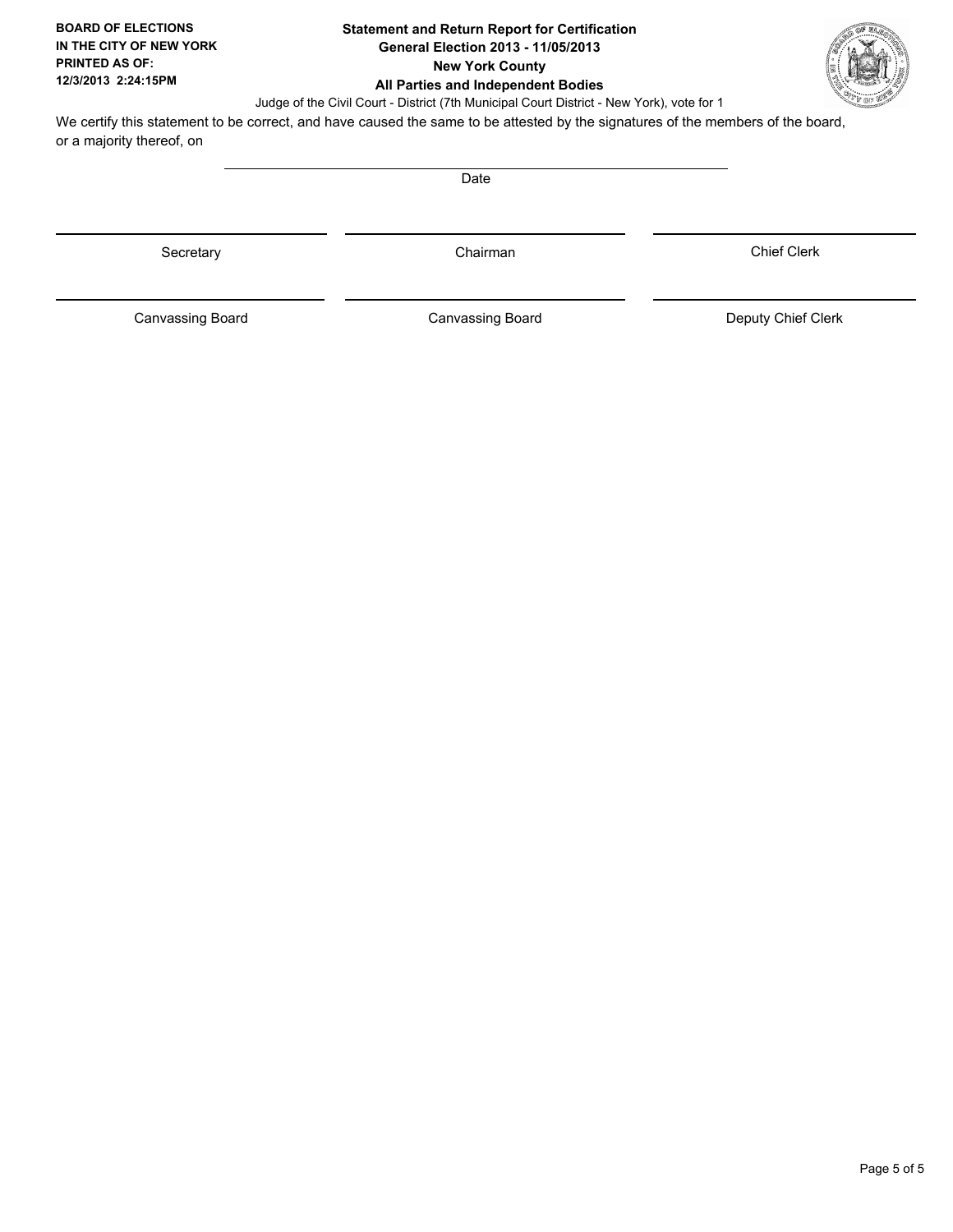**BOARD OF ELECTIONS IN THE CITY OF NEW YORK PRINTED AS OF: 12/3/2013 2:24:15PM**

**Statement and Return Report for Certification**
**General Election 2013 - 11/05/2013**
**New York County**
**All Parties and Independent Bodies**

Judge of the Civil Court - District (7th Municipal Court District - New York), vote for 1

We certify this statement to be correct, and have caused the same to be attested by the signatures of the members of the board, or a majority thereof, on

Date

| | | |
|---|---|---|
| Secretary | Chairman | Chief Clerk |
| Canvassing Board | Canvassing Board | Deputy Chief Clerk |